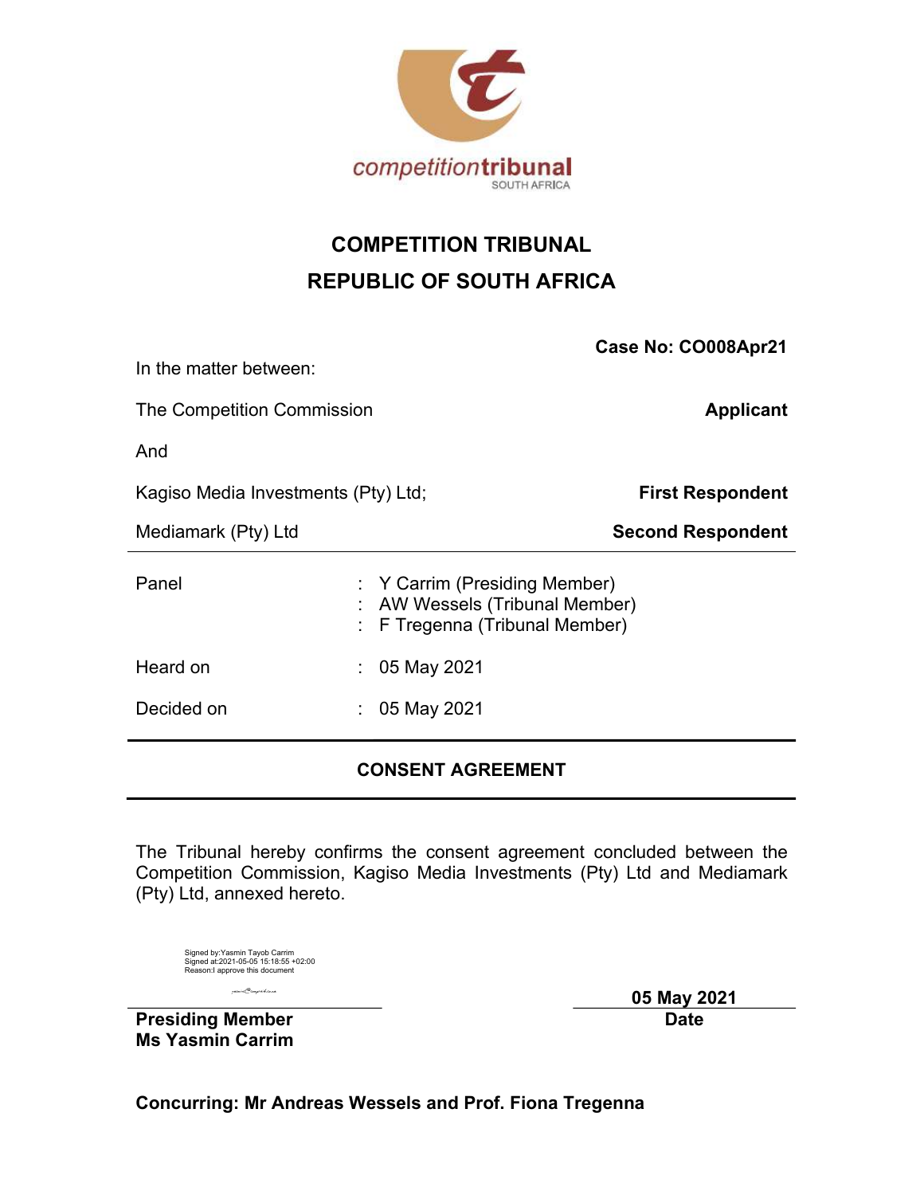competitiontribunal
SOUTH AFRICA

# COMPETITION TRIBUNAL
# REPUBLIC OF SOUTH AFRICA

**Case No: CO008Apr21**

In the matter between:

| | |
|---|---|
| The Competition Commission | **Applicant** |
| And | |
| Kagiso Media Investments (Pty) Ltd; | **First Respondent** |
| Mediamark (Pty) Ltd | **Second Respondent** |

| | |
|---|---|
| Panel | : Y Carrim (Presiding Member) |
| | : AW Wessels (Tribunal Member) |
| | : F Tregenna (Tribunal Member) |
| Heard on | : 05 May 2021 |
| Decided on | : 05 May 2021 |

## CONSENT AGREEMENT

The Tribunal hereby confirms the consent agreement concluded between the Competition Commission, Kagiso Media Investments (Pty) Ltd and Mediamark (Pty) Ltd, annexed hereto.

Signed by:Yasmin Tayob Carrim
Signed at:2021-05-05 15:18:55 +02:00
Reason:I approve this document

**Presiding Member**
**Ms Yasmin Carrim**

**05 May 2021**
**Date**

**Concurring: Mr Andreas Wessels and Prof. Fiona Tregenna**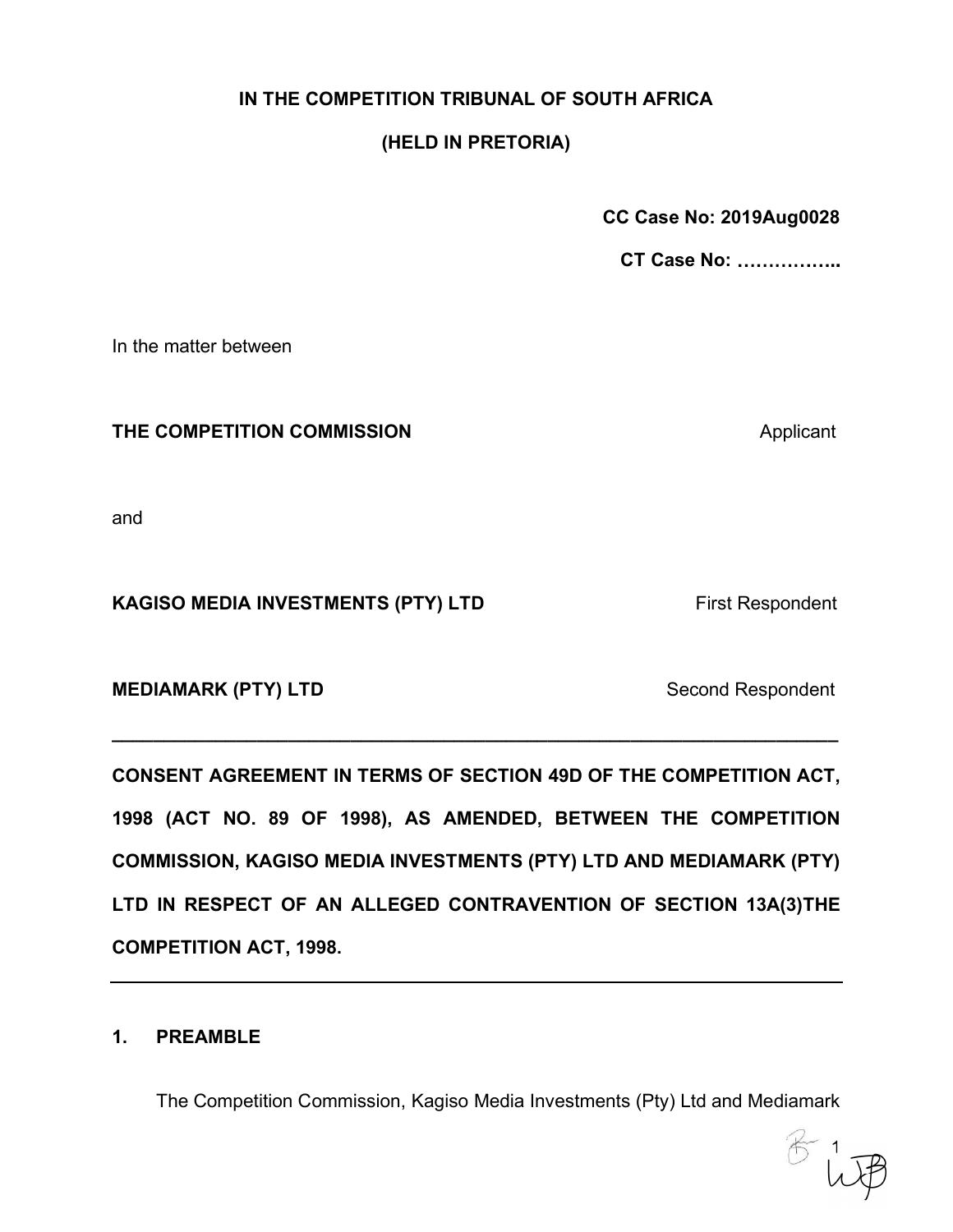**IN THE COMPETITION TRIBUNAL OF SOUTH AFRICA**

**(HELD IN PRETORIA)**

**CC Case No: 2019Aug0028**

**CT Case No: ……………..**

In the matter between

**THE COMPETITION COMMISSION** Applicant

and

**KAGISO MEDIA INVESTMENTS (PTY) LTD** First Respondent

**MEDIAMARK (PTY) LTD** Second Respondent

---

**CONSENT AGREEMENT IN TERMS OF SECTION 49D OF THE COMPETITION ACT, 1998 (ACT NO. 89 OF 1998), AS AMENDED, BETWEEN THE COMPETITION COMMISSION, KAGISO MEDIA INVESTMENTS (PTY) LTD AND MEDIAMARK (PTY) LTD IN RESPECT OF AN ALLEGED CONTRAVENTION OF SECTION 13A(3)THE COMPETITION ACT, 1998.**

---

## 1. PREAMBLE

The Competition Commission, Kagiso Media Investments (Pty) Ltd and Mediamark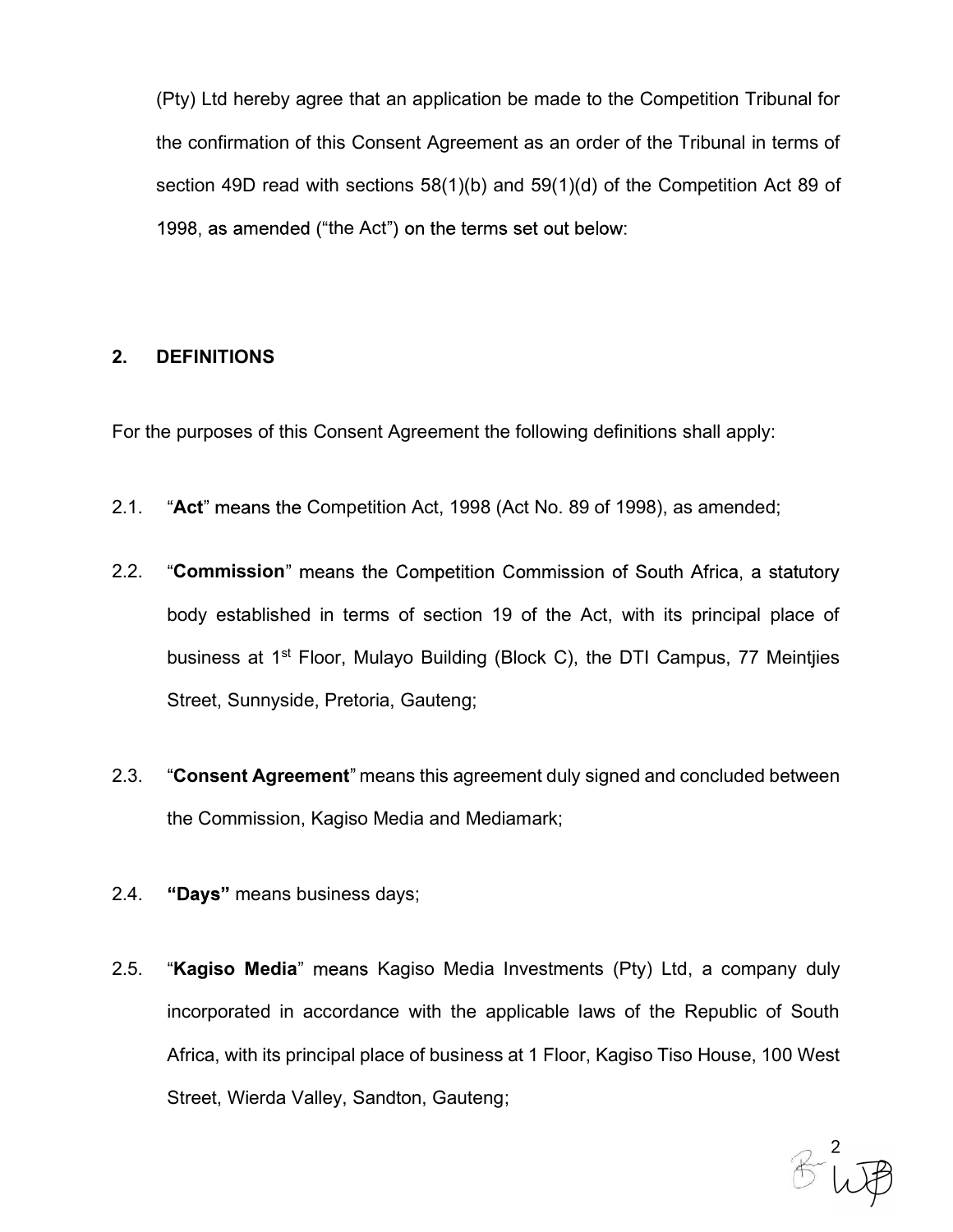(Pty) Ltd hereby agree that an application be made to the Competition Tribunal for the confirmation of this Consent Agreement as an order of the Tribunal in terms of section 49D read with sections 58(1)(b) and 59(1)(d) of the Competition Act 89 of 1998, as amended ("the Act") on the terms set out below:

## 2. DEFINITIONS

For the purposes of this Consent Agreement the following definitions shall apply:

2.1. "**Act**" means the Competition Act, 1998 (Act No. 89 of 1998), as amended;

2.2. "**Commission**" means the Competition Commission of South Africa, a statutory body established in terms of section 19 of the Act, with its principal place of business at 1st Floor, Mulayo Building (Block C), the DTI Campus, 77 Meintjies Street, Sunnyside, Pretoria, Gauteng;

2.3. "**Consent Agreement**" means this agreement duly signed and concluded between the Commission, Kagiso Media and Mediamark;

2.4. **"Days"** means business days;

2.5. "**Kagiso Media**" means Kagiso Media Investments (Pty) Ltd, a company duly incorporated in accordance with the applicable laws of the Republic of South Africa, with its principal place of business at 1 Floor, Kagiso Tiso House, 100 West Street, Wierda Valley, Sandton, Gauteng;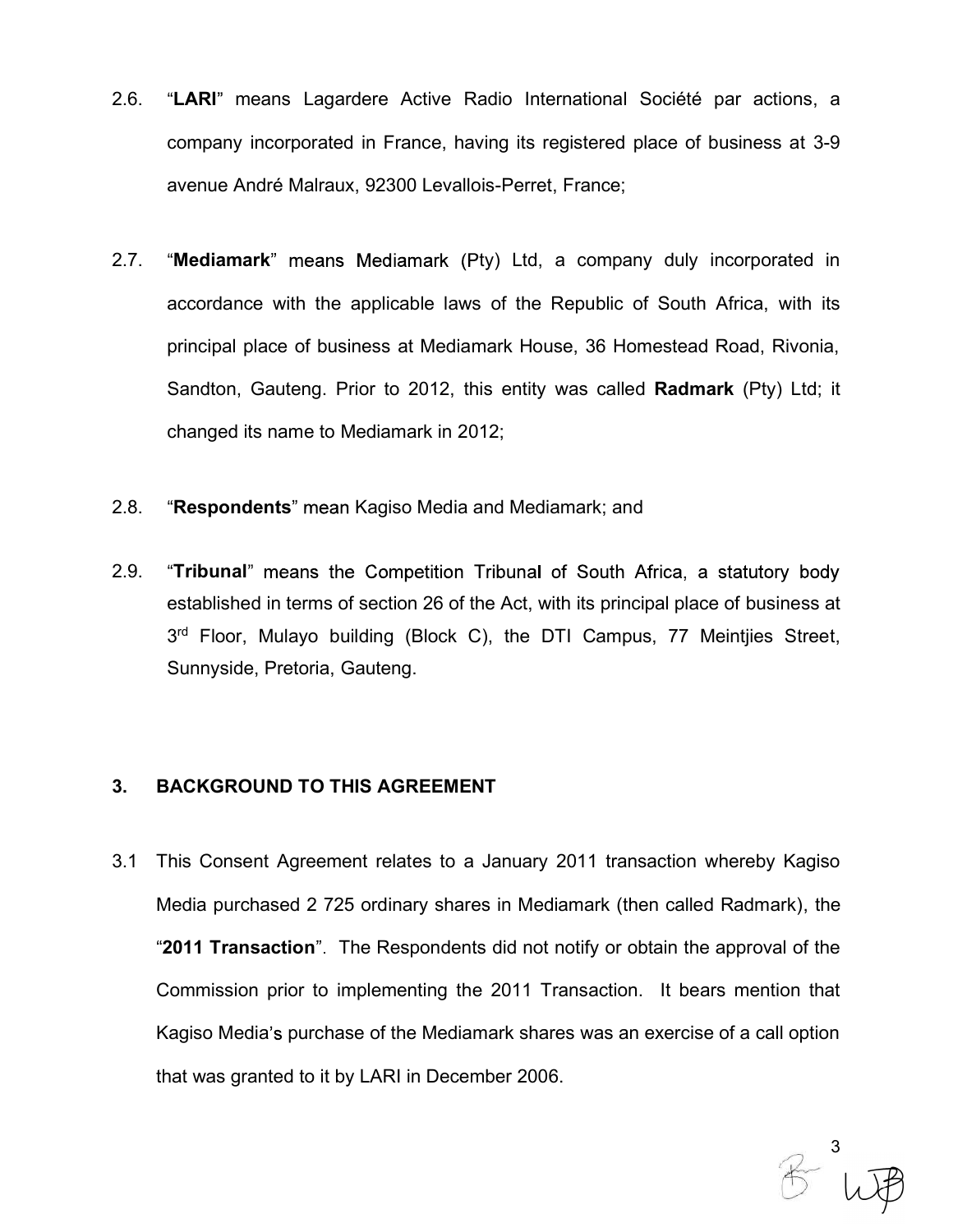2.6. "**LARI**" means Lagardere Active Radio International Société par actions, a company incorporated in France, having its registered place of business at 3-9 avenue André Malraux, 92300 Levallois-Perret, France;

2.7. "**Mediamark**" means Mediamark (Pty) Ltd, a company duly incorporated in accordance with the applicable laws of the Republic of South Africa, with its principal place of business at Mediamark House, 36 Homestead Road, Rivonia, Sandton, Gauteng. Prior to 2012, this entity was called **Radmark** (Pty) Ltd; it changed its name to Mediamark in 2012;

2.8. "**Respondents**" mean Kagiso Media and Mediamark; and

2.9. "**Tribunal**" means the Competition Tribunal of South Africa, a statutory body established in terms of section 26 of the Act, with its principal place of business at 3rd Floor, Mulayo building (Block C), the DTI Campus, 77 Meintjies Street, Sunnyside, Pretoria, Gauteng.

## 3. BACKGROUND TO THIS AGREEMENT

3.1 This Consent Agreement relates to a January 2011 transaction whereby Kagiso Media purchased 2 725 ordinary shares in Mediamark (then called Radmark), the "**2011 Transaction**". The Respondents did not notify or obtain the approval of the Commission prior to implementing the 2011 Transaction. It bears mention that Kagiso Media's purchase of the Mediamark shares was an exercise of a call option that was granted to it by LARI in December 2006.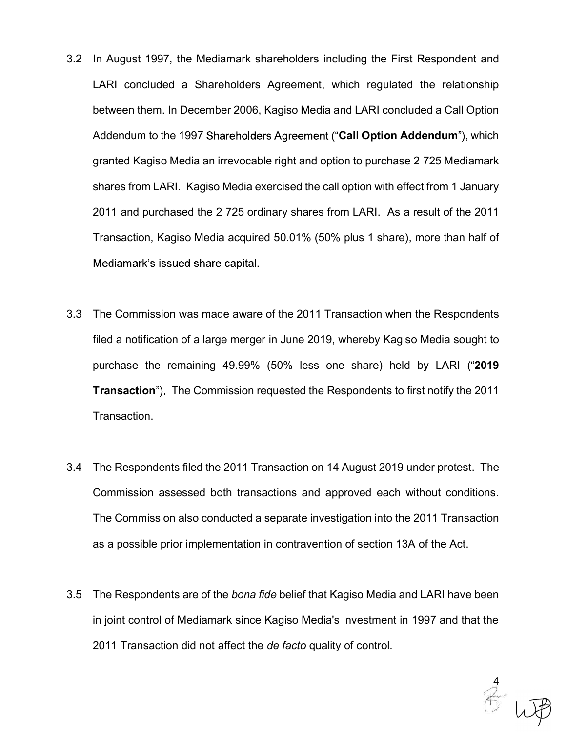3.2 In August 1997, the Mediamark shareholders including the First Respondent and LARI concluded a Shareholders Agreement, which regulated the relationship between them. In December 2006, Kagiso Media and LARI concluded a Call Option Addendum to the 1997 Shareholders Agreement ("**Call Option Addendum**"), which granted Kagiso Media an irrevocable right and option to purchase 2 725 Mediamark shares from LARI. Kagiso Media exercised the call option with effect from 1 January 2011 and purchased the 2 725 ordinary shares from LARI. As a result of the 2011 Transaction, Kagiso Media acquired 50.01% (50% plus 1 share), more than half of Mediamark's issued share capital.

3.3 The Commission was made aware of the 2011 Transaction when the Respondents filed a notification of a large merger in June 2019, whereby Kagiso Media sought to purchase the remaining 49.99% (50% less one share) held by LARI ("**2019 Transaction**"). The Commission requested the Respondents to first notify the 2011 Transaction.

3.4 The Respondents filed the 2011 Transaction on 14 August 2019 under protest. The Commission assessed both transactions and approved each without conditions. The Commission also conducted a separate investigation into the 2011 Transaction as a possible prior implementation in contravention of section 13A of the Act.

3.5 The Respondents are of the *bona fide* belief that Kagiso Media and LARI have been in joint control of Mediamark since Kagiso Media's investment in 1997 and that the 2011 Transaction did not affect the *de facto* quality of control.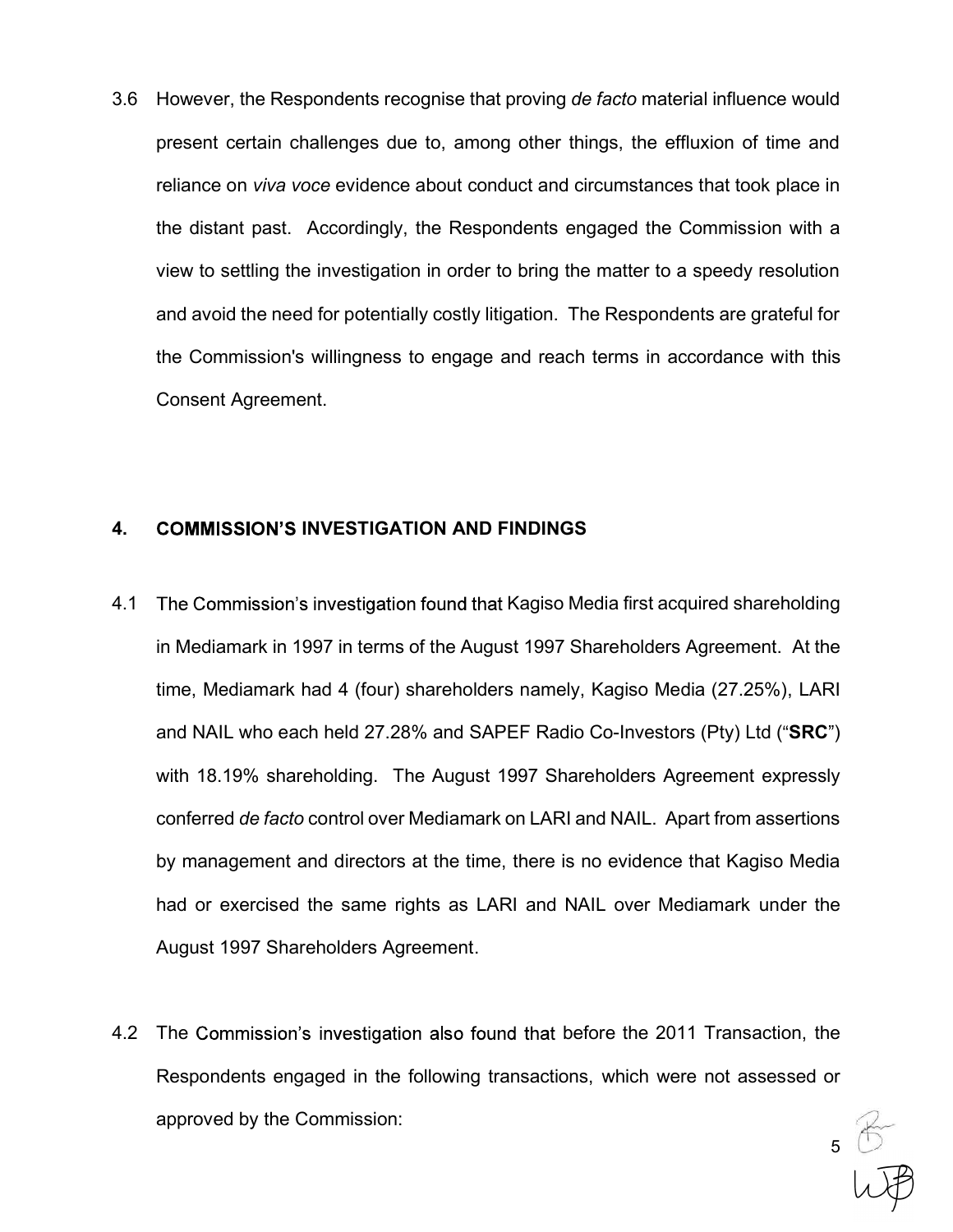3.6 However, the Respondents recognise that proving *de facto* material influence would present certain challenges due to, among other things, the effluxion of time and reliance on *viva voce* evidence about conduct and circumstances that took place in the distant past. Accordingly, the Respondents engaged the Commission with a view to settling the investigation in order to bring the matter to a speedy resolution and avoid the need for potentially costly litigation. The Respondents are grateful for the Commission's willingness to engage and reach terms in accordance with this Consent Agreement.

## 4. COMMISSION'S INVESTIGATION AND FINDINGS

4.1 The Commission's investigation found that Kagiso Media first acquired shareholding in Mediamark in 1997 in terms of the August 1997 Shareholders Agreement. At the time, Mediamark had 4 (four) shareholders namely, Kagiso Media (27.25%), LARI and NAIL who each held 27.28% and SAPEF Radio Co-Investors (Pty) Ltd ("**SRC**") with 18.19% shareholding. The August 1997 Shareholders Agreement expressly conferred *de facto* control over Mediamark on LARI and NAIL. Apart from assertions by management and directors at the time, there is no evidence that Kagiso Media had or exercised the same rights as LARI and NAIL over Mediamark under the August 1997 Shareholders Agreement.

4.2 The Commission's investigation also found that before the 2011 Transaction, the Respondents engaged in the following transactions, which were not assessed or approved by the Commission: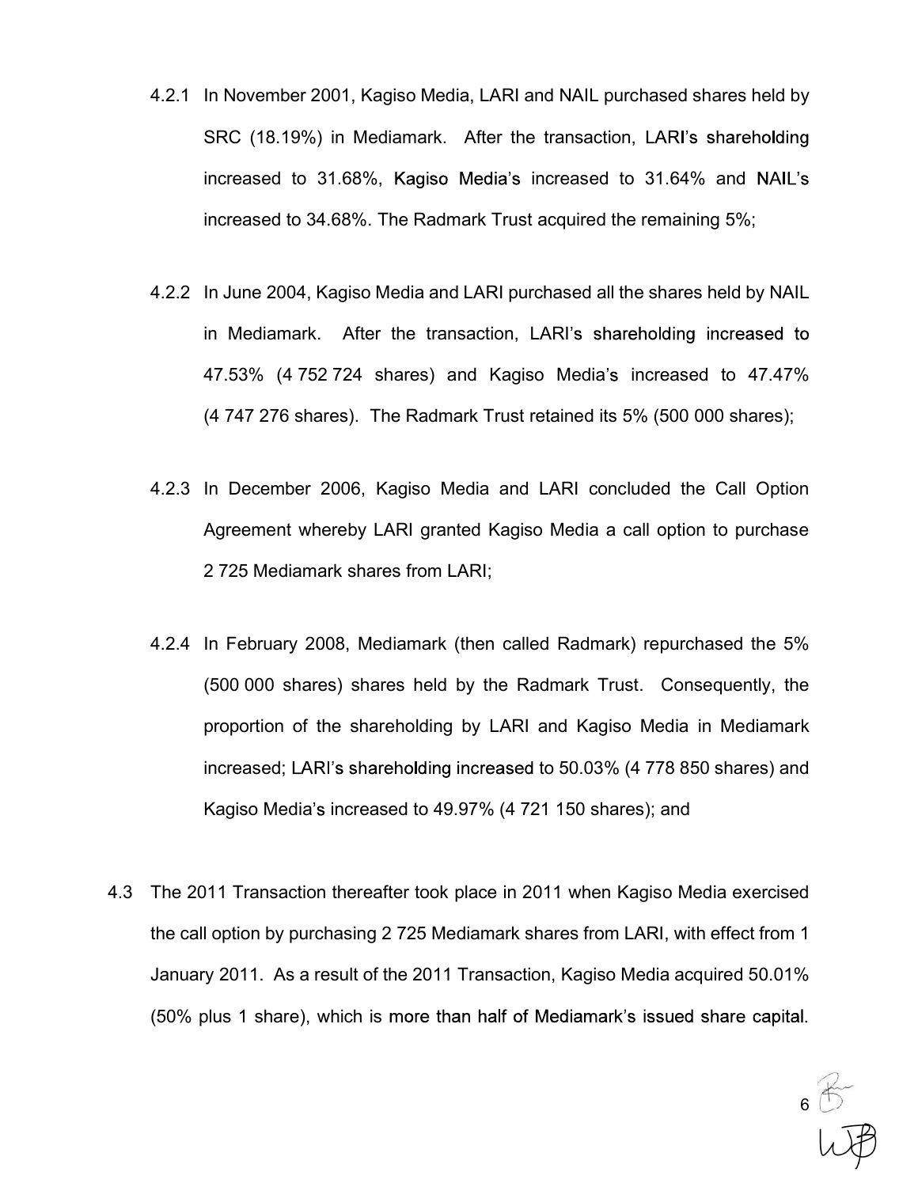4.2.1 In November 2001, Kagiso Media, LARI and NAIL purchased shares held by SRC (18.19%) in Mediamark. After the transaction, LARI's shareholding increased to 31.68%, Kagiso Media's increased to 31.64% and NAIL's increased to 34.68%. The Radmark Trust acquired the remaining 5%;

4.2.2 In June 2004, Kagiso Media and LARI purchased all the shares held by NAIL in Mediamark. After the transaction, LARI's shareholding increased to 47.53% (4 752 724 shares) and Kagiso Media's increased to 47.47% (4 747 276 shares). The Radmark Trust retained its 5% (500 000 shares);

4.2.3 In December 2006, Kagiso Media and LARI concluded the Call Option Agreement whereby LARI granted Kagiso Media a call option to purchase 2 725 Mediamark shares from LARI;

4.2.4 In February 2008, Mediamark (then called Radmark) repurchased the 5% (500 000 shares) shares held by the Radmark Trust. Consequently, the proportion of the shareholding by LARI and Kagiso Media in Mediamark increased; LARI's shareholding increased to 50.03% (4 778 850 shares) and Kagiso Media's increased to 49.97% (4 721 150 shares); and

4.3 The 2011 Transaction thereafter took place in 2011 when Kagiso Media exercised the call option by purchasing 2 725 Mediamark shares from LARI, with effect from 1 January 2011. As a result of the 2011 Transaction, Kagiso Media acquired 50.01% (50% plus 1 share), which is more than half of Mediamark's issued share capital.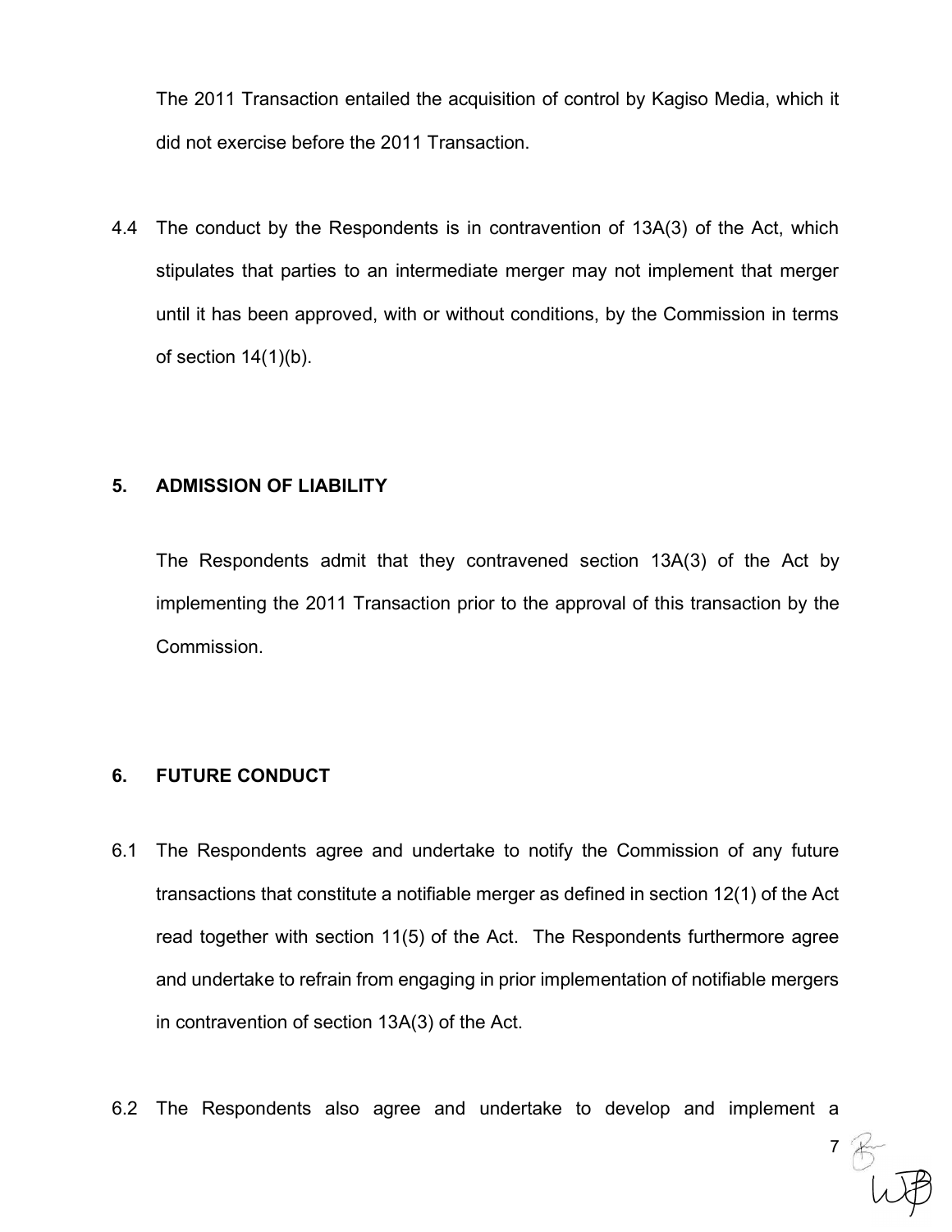The 2011 Transaction entailed the acquisition of control by Kagiso Media, which it did not exercise before the 2011 Transaction.

4.4 The conduct by the Respondents is in contravention of 13A(3) of the Act, which stipulates that parties to an intermediate merger may not implement that merger until it has been approved, with or without conditions, by the Commission in terms of section 14(1)(b).

## 5. ADMISSION OF LIABILITY

The Respondents admit that they contravened section 13A(3) of the Act by implementing the 2011 Transaction prior to the approval of this transaction by the Commission.

## 6. FUTURE CONDUCT

6.1 The Respondents agree and undertake to notify the Commission of any future transactions that constitute a notifiable merger as defined in section 12(1) of the Act read together with section 11(5) of the Act. The Respondents furthermore agree and undertake to refrain from engaging in prior implementation of notifiable mergers in contravention of section 13A(3) of the Act.

6.2 The Respondents also agree and undertake to develop and implement a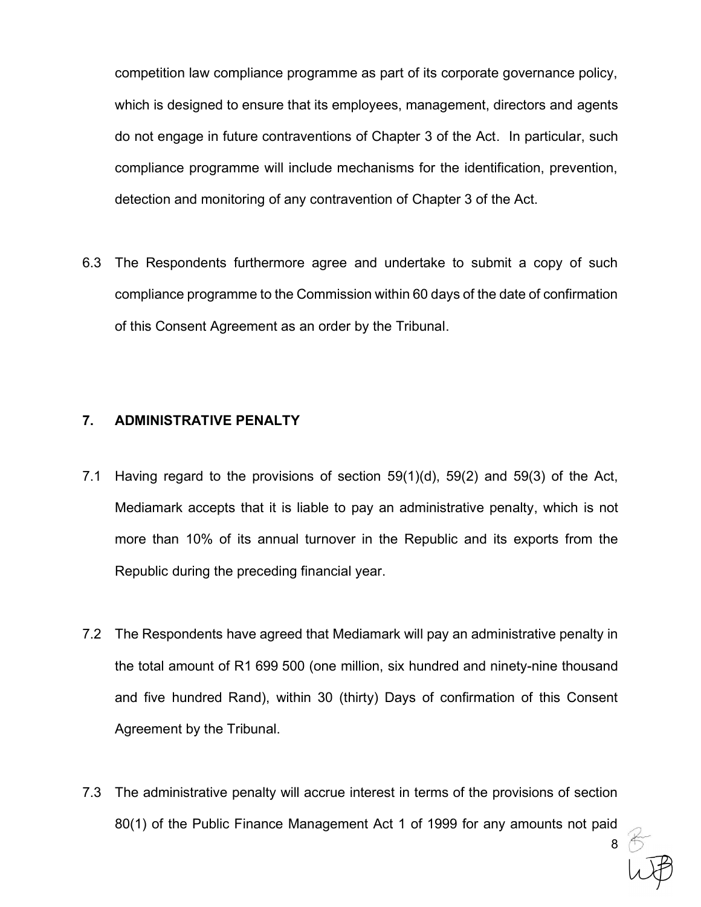competition law compliance programme as part of its corporate governance policy, which is designed to ensure that its employees, management, directors and agents do not engage in future contraventions of Chapter 3 of the Act. In particular, such compliance programme will include mechanisms for the identification, prevention, detection and monitoring of any contravention of Chapter 3 of the Act.

6.3 The Respondents furthermore agree and undertake to submit a copy of such compliance programme to the Commission within 60 days of the date of confirmation of this Consent Agreement as an order by the Tribunal.

## 7. ADMINISTRATIVE PENALTY

7.1 Having regard to the provisions of section 59(1)(d), 59(2) and 59(3) of the Act, Mediamark accepts that it is liable to pay an administrative penalty, which is not more than 10% of its annual turnover in the Republic and its exports from the Republic during the preceding financial year.

7.2 The Respondents have agreed that Mediamark will pay an administrative penalty in the total amount of R1 699 500 (one million, six hundred and ninety-nine thousand and five hundred Rand), within 30 (thirty) Days of confirmation of this Consent Agreement by the Tribunal.

7.3 The administrative penalty will accrue interest in terms of the provisions of section 80(1) of the Public Finance Management Act 1 of 1999 for any amounts not paid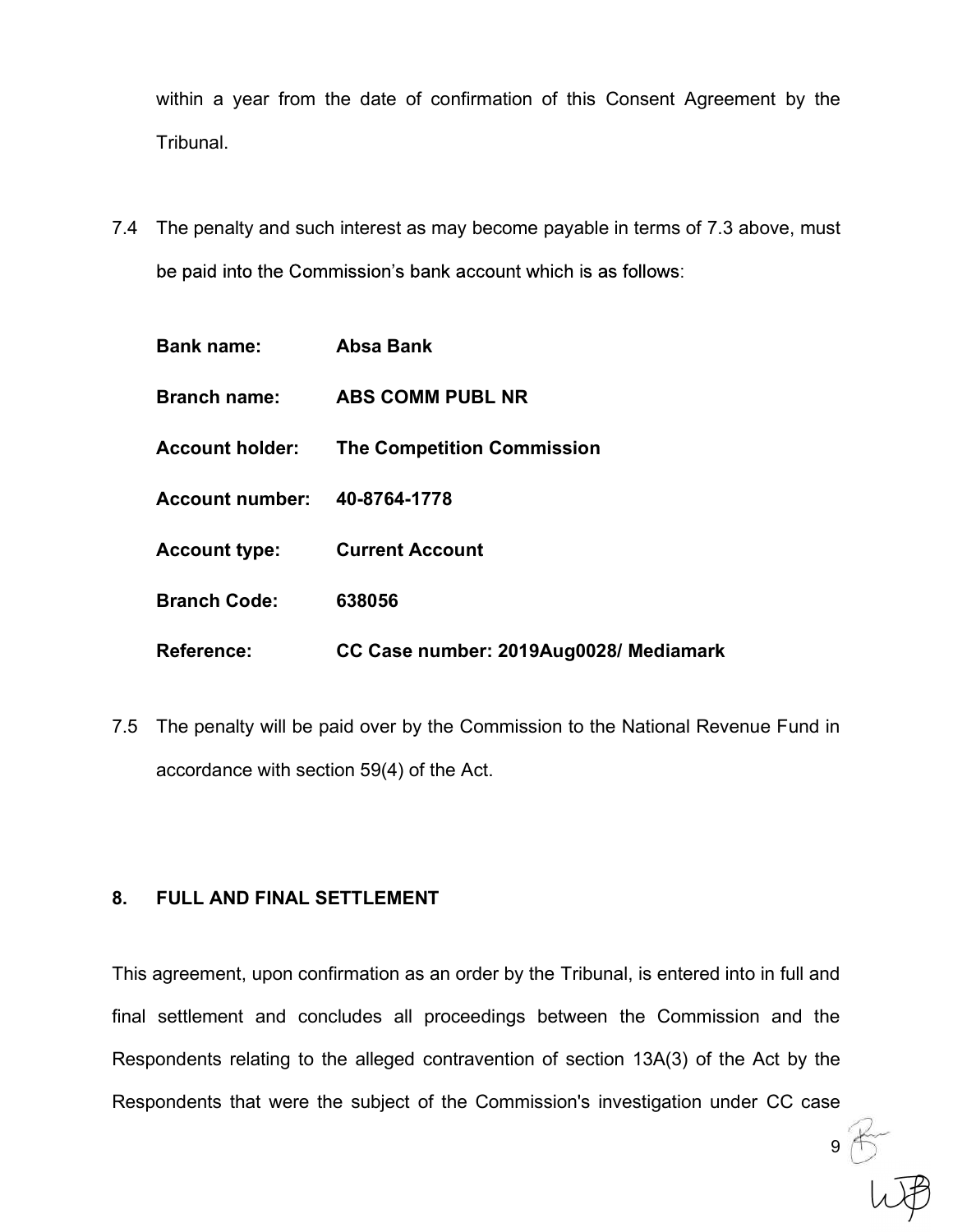within a year from the date of confirmation of this Consent Agreement by the Tribunal.

7.4 The penalty and such interest as may become payable in terms of 7.3 above, must be paid into the Commission's bank account which is as follows:

| | |
|---|---|
| **Bank name:** | **Absa Bank** |
| **Branch name:** | **ABS COMM PUBL NR** |
| **Account holder:** | **The Competition Commission** |
| **Account number:** | **40-8764-1778** |
| **Account type:** | **Current Account** |
| **Branch Code:** | **638056** |
| **Reference:** | **CC Case number: 2019Aug0028/ Mediamark** |

7.5 The penalty will be paid over by the Commission to the National Revenue Fund in accordance with section 59(4) of the Act.

## 8. FULL AND FINAL SETTLEMENT

This agreement, upon confirmation as an order by the Tribunal, is entered into in full and final settlement and concludes all proceedings between the Commission and the Respondents relating to the alleged contravention of section 13A(3) of the Act by the Respondents that were the subject of the Commission's investigation under CC case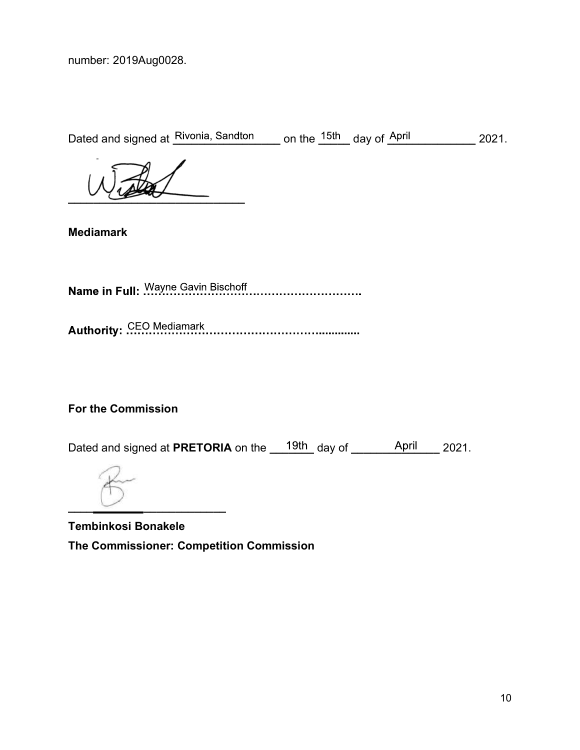number: 2019Aug0028.

Dated and signed at Rivonia, Sandton on the 15th day of April 2021.

______________________________

**Mediamark**

**Name in Full:** Wayne Gavin Bischoff

**Authority:** CEO Mediamark

**For the Commission**

Dated and signed at **PRETORIA** on the 19th day of April 2021.

______________________________

**Tembinkosi Bonakele**

**The Commissioner: Competition Commission**